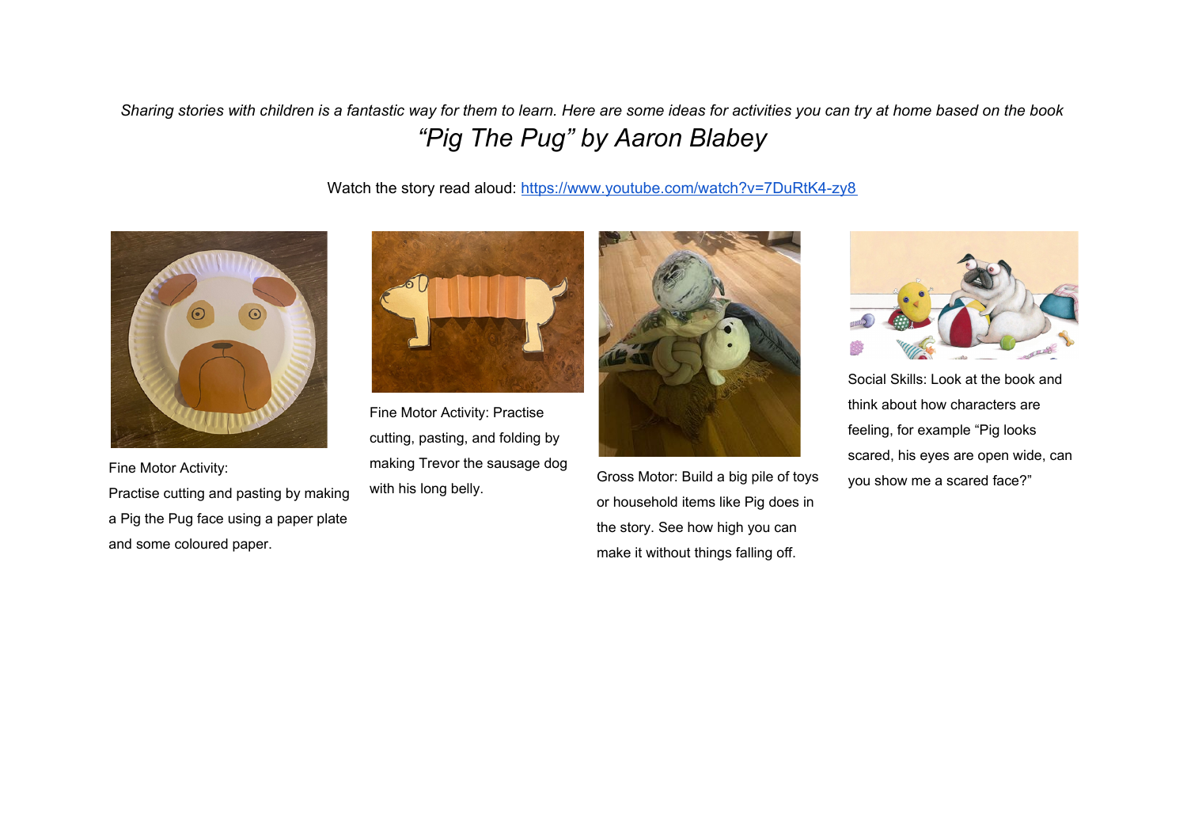*Sharing stories with children is a fantastic way for them to learn. Here are some ideas for activities you can try at home based on the book*

# *"Pig The Pug" by Aaron Blabey*

Watch the story read aloud: [https://www.youtube.com/watch?v=7DuRtK4-zy8](https://www.youtube.com/watch?v=7DuRtK4-zy8)

Fine Motor Activity:
Practise cutting and pasting by making a Pig the Pug face using a paper plate and some coloured paper.

Fine Motor Activity: Practise cutting, pasting, and folding by making Trevor the sausage dog with his long belly.

Gross Motor: Build a big pile of toys or household items like Pig does in the story. See how high you can make it without things falling off.

Social Skills: Look at the book and think about how characters are feeling, for example "Pig looks scared, his eyes are open wide, can you show me a scared face?"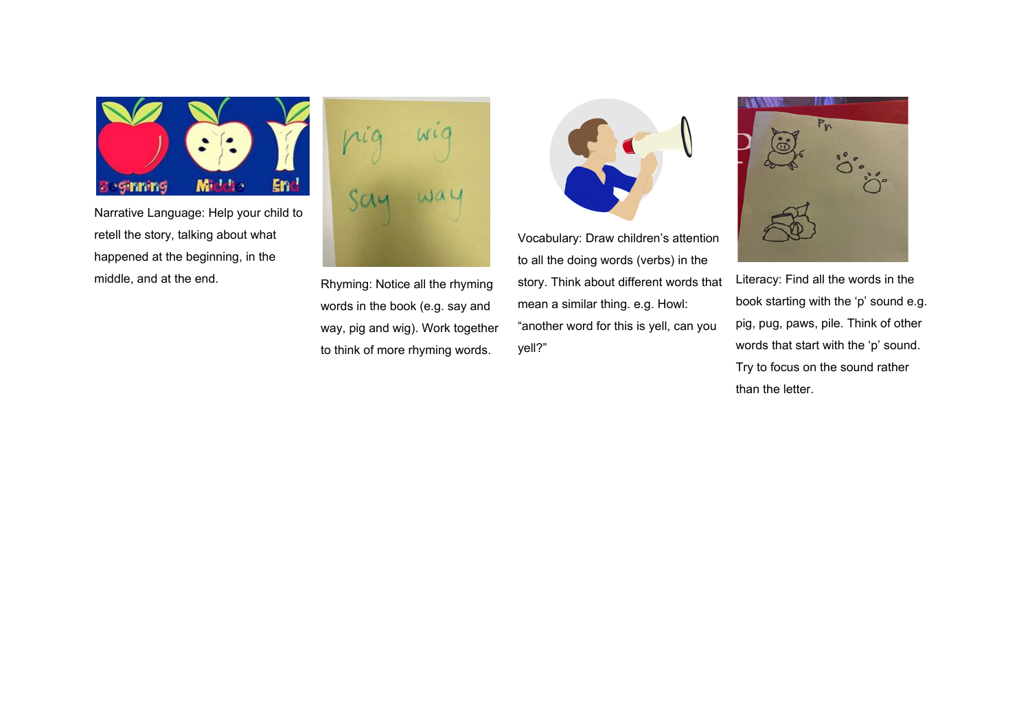Narrative Language: Help your child to retell the story, talking about what happened at the beginning, in the middle, and at the end.

Rhyming: Notice all the rhyming words in the book (e.g. say and way, pig and wig). Work together to think of more rhyming words.

Vocabulary: Draw children's attention to all the doing words (verbs) in the story. Think about different words that mean a similar thing. e.g. Howl: "another word for this is yell, can you yell?"

Literacy: Find all the words in the book starting with the 'p' sound e.g. pig, pug, paws, pile. Think of other words that start with the 'p' sound. Try to focus on the sound rather than the letter.